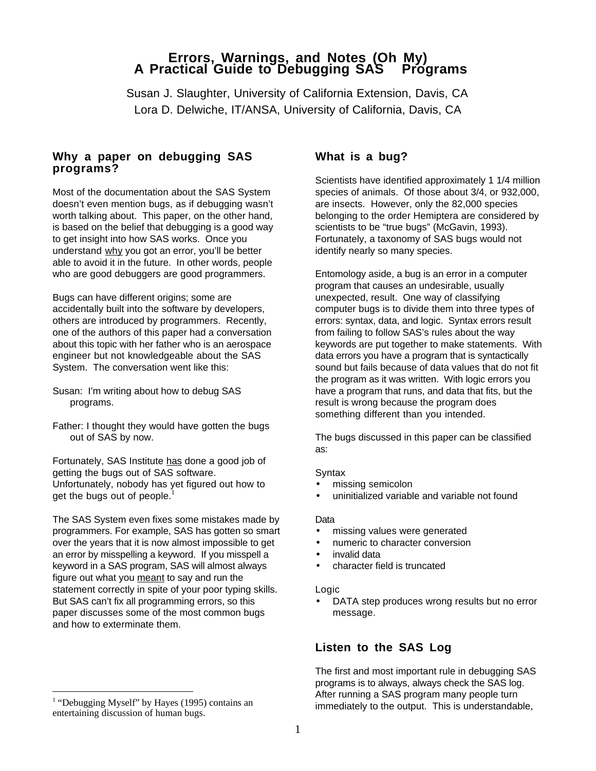# Errors, Warnings, and Notes (Oh My)
# A Practical Guide to Debugging SAS Programs

Susan J. Slaughter, University of California Extension, Davis, CA
Lora D. Delwiche, IT/ANSA, University of California, Davis, CA

## Why a paper on debugging SAS programs?

Most of the documentation about the SAS System doesn't even mention bugs, as if debugging wasn't worth talking about. This paper, on the other hand, is based on the belief that debugging is a good way to get insight into how SAS works. Once you understand why you got an error, you'll be better able to avoid it in the future. In other words, people who are good debuggers are good programmers.

Bugs can have different origins; some are accidentally built into the software by developers, others are introduced by programmers. Recently, one of the authors of this paper had a conversation about this topic with her father who is an aerospace engineer but not knowledgeable about the SAS System. The conversation went like this:

Susan: I'm writing about how to debug SAS programs.

Father: I thought they would have gotten the bugs out of SAS by now.

Fortunately, SAS Institute has done a good job of getting the bugs out of SAS software. Unfortunately, nobody has yet figured out how to get the bugs out of people.[1]

The SAS System even fixes some mistakes made by programmers. For example, SAS has gotten so smart over the years that it is now almost impossible to get an error by misspelling a keyword. If you misspell a keyword in a SAS program, SAS will almost always figure out what you meant to say and run the statement correctly in spite of your poor typing skills. But SAS can't fix all programming errors, so this paper discusses some of the most common bugs and how to exterminate them.

## What is a bug?

Scientists have identified approximately 1 1/4 million species of animals. Of those about 3/4, or 932,000, are insects. However, only the 82,000 species belonging to the order Hemiptera are considered by scientists to be "true bugs" (McGavin, 1993). Fortunately, a taxonomy of SAS bugs would not identify nearly so many species.

Entomology aside, a bug is an error in a computer program that causes an undesirable, usually unexpected, result. One way of classifying computer bugs is to divide them into three types of errors: syntax, data, and logic. Syntax errors result from failing to follow SAS's rules about the way keywords are put together to make statements. With data errors you have a program that is syntactically sound but fails because of data values that do not fit the program as it was written. With logic errors you have a program that runs, and data that fits, but the result is wrong because the program does something different than you intended.

The bugs discussed in this paper can be classified as:

Syntax
- missing semicolon
- uninitialized variable and variable not found

Data
- missing values were generated
- numeric to character conversion
- invalid data
- character field is truncated

Logic
- DATA step produces wrong results but no error message.

## Listen to the SAS Log

The first and most important rule in debugging SAS programs is to always, always check the SAS log. After running a SAS program many people turn immediately to the output. This is understandable,

[1] "Debugging Myself" by Hayes (1995) contains an entertaining discussion of human bugs.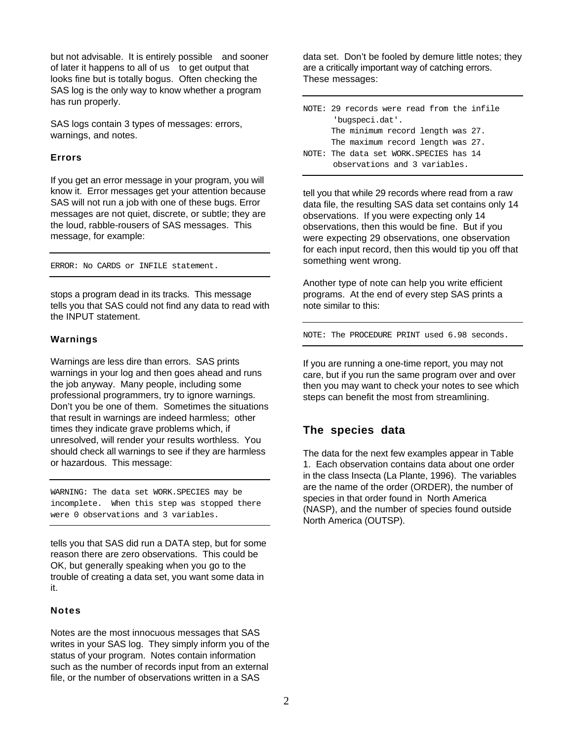but not advisable. It is entirely possible and sooner of later it happens to all of us to get output that looks fine but is totally bogus. Often checking the SAS log is the only way to know whether a program has run properly.

SAS logs contain 3 types of messages: errors, warnings, and notes.

### Errors

If you get an error message in your program, you will know it. Error messages get your attention because SAS will not run a job with one of these bugs. Error messages are not quiet, discrete, or subtle; they are the loud, rabble-rousers of SAS messages. This message, for example:

```
ERROR: No CARDS or INFILE statement.
```

stops a program dead in its tracks. This message tells you that SAS could not find any data to read with the INPUT statement.

### Warnings

Warnings are less dire than errors. SAS prints warnings in your log and then goes ahead and runs the job anyway. Many people, including some professional programmers, try to ignore warnings. Don't you be one of them. Sometimes the situations that result in warnings are indeed harmless; other times they indicate grave problems which, if unresolved, will render your results worthless. You should check all warnings to see if they are harmless or hazardous. This message:

```
WARNING: The data set WORK.SPECIES may be
incomplete.  When this step was stopped there
were 0 observations and 3 variables.
```

tells you that SAS did run a DATA step, but for some reason there are zero observations. This could be OK, but generally speaking when you go to the trouble of creating a data set, you want some data in it.

### Notes

Notes are the most innocuous messages that SAS writes in your SAS log. They simply inform you of the status of your program. Notes contain information such as the number of records input from an external file, or the number of observations written in a SAS data set. Don't be fooled by demure little notes; they are a critically important way of catching errors. These messages:

```
NOTE: 29 records were read from the infile
       'bugspeci.dat'.
      The minimum record length was 27.
      The maximum record length was 27.
NOTE: The data set WORK.SPECIES has 14
       observations and 3 variables.
```

tell you that while 29 records where read from a raw data file, the resulting SAS data set contains only 14 observations. If you were expecting only 14 observations, then this would be fine. But if you were expecting 29 observations, one observation for each input record, then this would tip you off that something went wrong.

Another type of note can help you write efficient programs. At the end of every step SAS prints a note similar to this:

```
NOTE: The PROCEDURE PRINT used 6.98 seconds.
```

If you are running a one-time report, you may not care, but if you run the same program over and over then you may want to check your notes to see which steps can benefit the most from streamlining.

## The species data

The data for the next few examples appear in Table 1. Each observation contains data about one order in the class Insecta (La Plante, 1996). The variables are the name of the order (ORDER), the number of species in that order found in North America (NASP), and the number of species found outside North America (OUTSP).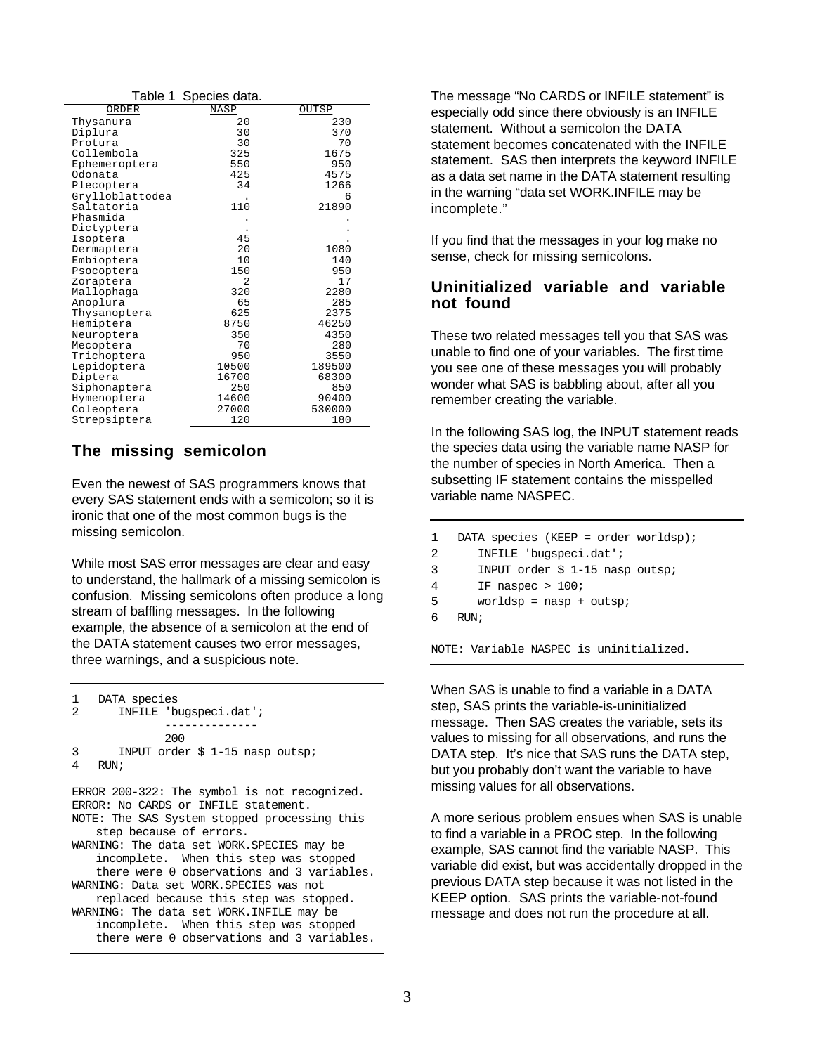Table 1 Species data.

| ORDER | NASP | OUTSP |
|---|---|---|
| Thysanura | 20 | 230 |
| Diplura | 30 | 370 |
| Protura | 30 | 70 |
| Collembola | 325 | 1675 |
| Ephemeroptera | 550 | 950 |
| Odonata | 425 | 4575 |
| Plecoptera | 34 | 1266 |
| Grylloblattodea | . | 6 |
| Saltatoria | 110 | 21890 |
| Phasmida | . | . |
| Dictyptera | . | . |
| Isoptera | 45 | . |
| Dermaptera | 20 | 1080 |
| Embioptera | 10 | 140 |
| Psocoptera | 150 | 950 |
| Zoraptera | 2 | 17 |
| Mallophaga | 320 | 2280 |
| Anoplura | 65 | 285 |
| Thysanoptera | 625 | 2375 |
| Hemiptera | 8750 | 46250 |
| Neuroptera | 350 | 4350 |
| Mecoptera | 70 | 280 |
| Trichoptera | 950 | 3550 |
| Lepidoptera | 10500 | 189500 |
| Diptera | 16700 | 68300 |
| Siphonaptera | 250 | 850 |
| Hymenoptera | 14600 | 90400 |
| Coleoptera | 27000 | 530000 |
| Strepsiptera | 120 | 180 |

## The missing semicolon

Even the newest of SAS programmers knows that every SAS statement ends with a semicolon; so it is ironic that one of the most common bugs is the missing semicolon.

While most SAS error messages are clear and easy to understand, the hallmark of a missing semicolon is confusion. Missing semicolons often produce a long stream of baffling messages. In the following example, the absence of a semicolon at the end of the DATA statement causes two error messages, three warnings, and a suspicious note.

```
1   DATA species
2      INFILE 'bugspeci.dat';
              --------------
              200
3      INPUT order $ 1-15 nasp outsp;
4   RUN;

ERROR 200-322: The symbol is not recognized.
ERROR: No CARDS or INFILE statement.
NOTE: The SAS System stopped processing this
   step because of errors.
WARNING: The data set WORK.SPECIES may be
   incomplete.  When this step was stopped
   there were 0 observations and 3 variables.
WARNING: Data set WORK.SPECIES was not
   replaced because this step was stopped.
WARNING: The data set WORK.INFILE may be
   incomplete.  When this step was stopped
   there were 0 observations and 3 variables.
```

The message "No CARDS or INFILE statement" is especially odd since there obviously is an INFILE statement. Without a semicolon the DATA statement becomes concatenated with the INFILE statement. SAS then interprets the keyword INFILE as a data set name in the DATA statement resulting in the warning "data set WORK.INFILE may be incomplete."

If you find that the messages in your log make no sense, check for missing semicolons.

## Uninitialized variable and variable not found

These two related messages tell you that SAS was unable to find one of your variables. The first time you see one of these messages you will probably wonder what SAS is babbling about, after all you remember creating the variable.

In the following SAS log, the INPUT statement reads the species data using the variable name NASP for the number of species in North America. Then a subsetting IF statement contains the misspelled variable name NASPEC.

```
1   DATA species (KEEP = order worldsp);
2      INFILE 'bugspeci.dat';
3      INPUT order $ 1-15 nasp outsp;
4      IF naspec > 100;
5      worldsp = nasp + outsp;
6   RUN;

NOTE: Variable NASPEC is uninitialized.
```

When SAS is unable to find a variable in a DATA step, SAS prints the variable-is-uninitialized message. Then SAS creates the variable, sets its values to missing for all observations, and runs the DATA step. It's nice that SAS runs the DATA step, but you probably don't want the variable to have missing values for all observations.

A more serious problem ensues when SAS is unable to find a variable in a PROC step. In the following example, SAS cannot find the variable NASP. This variable did exist, but was accidentally dropped in the previous DATA step because it was not listed in the KEEP option. SAS prints the variable-not-found message and does not run the procedure at all.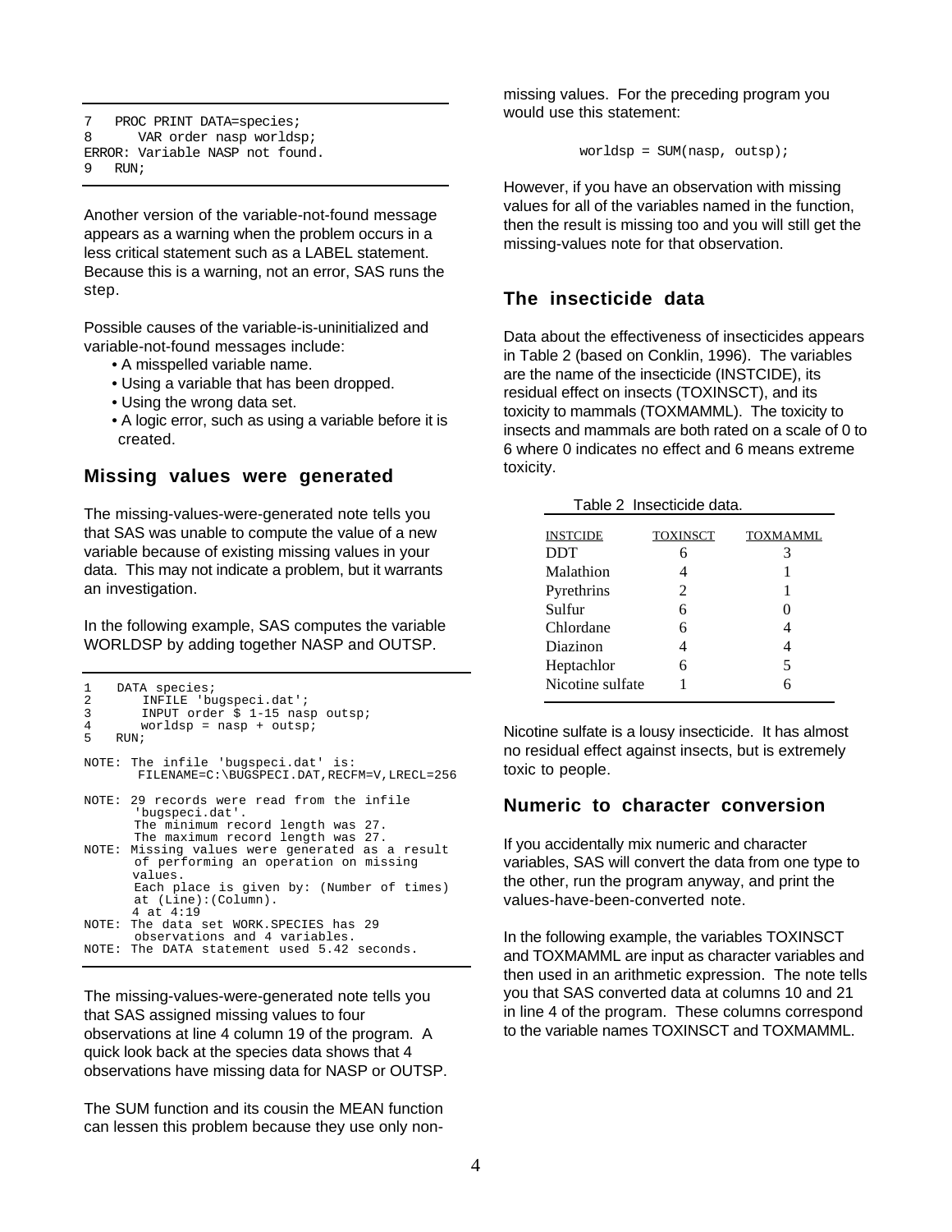```
7   PROC PRINT DATA=species;
8      VAR order nasp worldsp;
ERROR: Variable NASP not found.
9   RUN;
```

Another version of the variable-not-found message appears as a warning when the problem occurs in a less critical statement such as a LABEL statement. Because this is a warning, not an error, SAS runs the step.

Possible causes of the variable-is-uninitialized and variable-not-found messages include:

- A misspelled variable name.
- Using a variable that has been dropped.
- Using the wrong data set.
- A logic error, such as using a variable before it is created.

## Missing values were generated

The missing-values-were-generated note tells you that SAS was unable to compute the value of a new variable because of existing missing values in your data. This may not indicate a problem, but it warrants an investigation.

In the following example, SAS computes the variable WORLDSP by adding together NASP and OUTSP.

```
1    DATA species;
2       INFILE 'bugspeci.dat';
3       INPUT order $ 1-15 nasp outsp;
4       worldsp = nasp + outsp;
5    RUN;

NOTE: The infile 'bugspeci.dat' is:
       FILENAME=C:\BUGSPECI.DAT,RECFM=V,LRECL=256

NOTE: 29 records were read from the infile
      'bugspeci.dat'.
      The minimum record length was 27.
      The maximum record length was 27.
NOTE: Missing values were generated as a result
      of performing an operation on missing
      values.
      Each place is given by: (Number of times)
      at (Line):(Column).
      4 at 4:19
NOTE: The data set WORK.SPECIES has 29
      observations and 4 variables.
NOTE: The DATA statement used 5.42 seconds.
```

The missing-values-were-generated note tells you that SAS assigned missing values to four observations at line 4 column 19 of the program. A quick look back at the species data shows that 4 observations have missing data for NASP or OUTSP.

The SUM function and its cousin the MEAN function can lessen this problem because they use only non-missing values. For the preceding program you would use this statement:

```
worldsp = SUM(nasp, outsp);
```

However, if you have an observation with missing values for all of the variables named in the function, then the result is missing too and you will still get the missing-values note for that observation.

## The insecticide data

Data about the effectiveness of insecticides appears in Table 2 (based on Conklin, 1996). The variables are the name of the insecticide (INSTCIDE), its residual effect on insects (TOXINSCT), and its toxicity to mammals (TOXMAMML). The toxicity to insects and mammals are both rated on a scale of 0 to 6 where 0 indicates no effect and 6 means extreme toxicity.

Table 2 Insecticide data.

| INSTCIDE | TOXINSCT | TOXMAMML |
|---|---|---|
| DDT | 6 | 3 |
| Malathion | 4 | 1 |
| Pyrethrins | 2 | 1 |
| Sulfur | 6 | 0 |
| Chlordane | 6 | 4 |
| Diazinon | 4 | 4 |
| Heptachlor | 6 | 5 |
| Nicotine sulfate | 1 | 6 |

Nicotine sulfate is a lousy insecticide. It has almost no residual effect against insects, but is extremely toxic to people.

## Numeric to character conversion

If you accidentally mix numeric and character variables, SAS will convert the data from one type to the other, run the program anyway, and print the values-have-been-converted note.

In the following example, the variables TOXINSCT and TOXMAMML are input as character variables and then used in an arithmetic expression. The note tells you that SAS converted data at columns 10 and 21 in line 4 of the program. These columns correspond to the variable names TOXINSCT and TOXMAMML.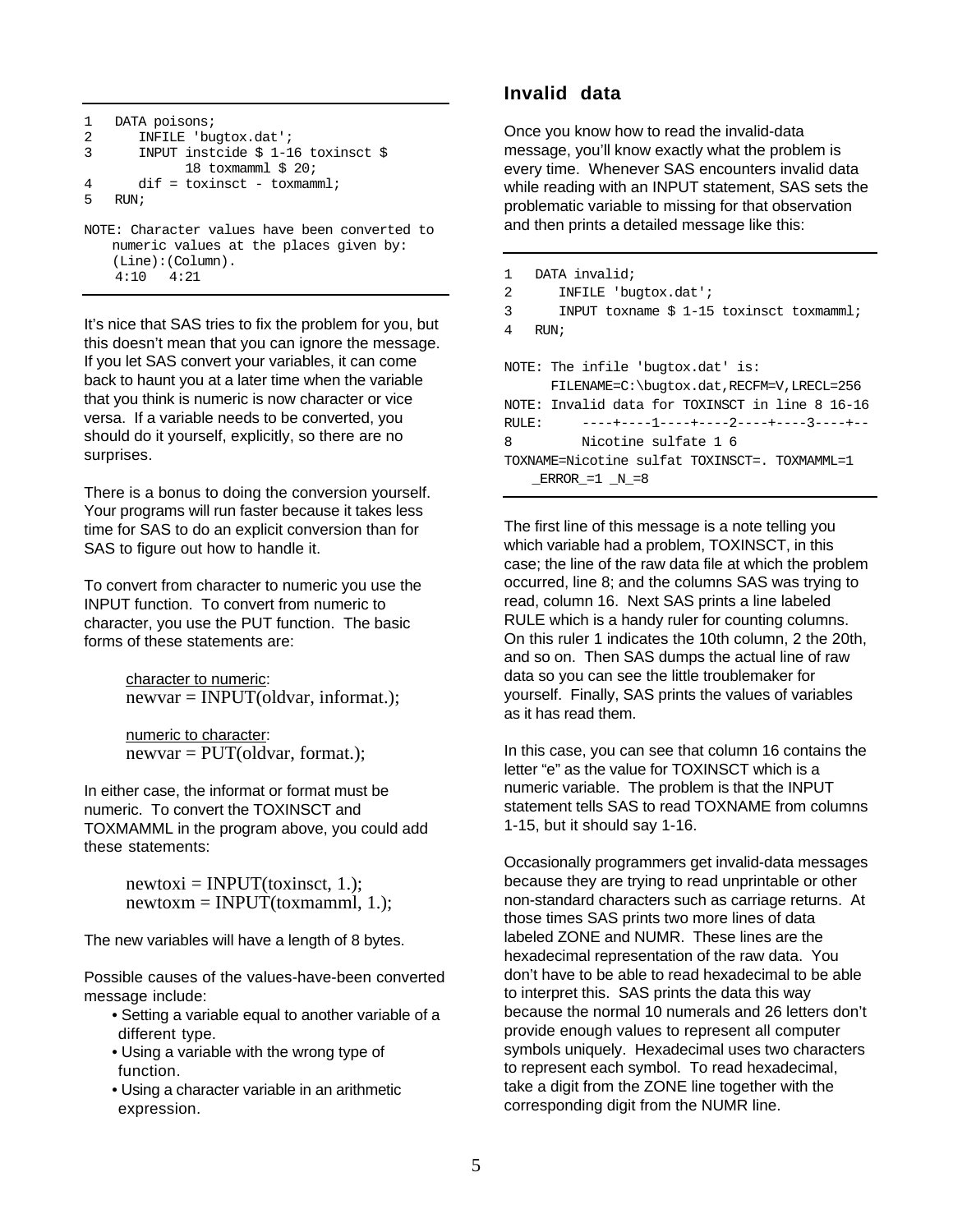```
1   DATA poisons;
2      INFILE 'bugtox.dat';
3      INPUT instcide $ 1-16 toxinsct $
            18 toxmamml $ 20;
4      dif = toxinsct - toxmamml;
5   RUN;

NOTE: Character values have been converted to
    numeric values at the places given by:
    (Line):(Column).
     4:10   4:21
```

It's nice that SAS tries to fix the problem for you, but this doesn't mean that you can ignore the message. If you let SAS convert your variables, it can come back to haunt you at a later time when the variable that you think is numeric is now character or vice versa. If a variable needs to be converted, you should do it yourself, explicitly, so there are no surprises.

There is a bonus to doing the conversion yourself. Your programs will run faster because it takes less time for SAS to do an explicit conversion than for SAS to figure out how to handle it.

To convert from character to numeric you use the INPUT function. To convert from numeric to character, you use the PUT function. The basic forms of these statements are:

character to numeric:
newvar = INPUT(oldvar, informat.);

numeric to character:
newvar = PUT(oldvar, format.);

In either case, the informat or format must be numeric. To convert the TOXINSCT and TOXMAMML in the program above, you could add these statements:

newtoxi = INPUT(toxinsct, 1.);
newtoxm = INPUT(toxmamml, 1.);

The new variables will have a length of 8 bytes.

Possible causes of the values-have-been converted message include:

- Setting a variable equal to another variable of a different type.
- Using a variable with the wrong type of function.
- Using a character variable in an arithmetic expression.

## Invalid data

Once you know how to read the invalid-data message, you'll know exactly what the problem is every time. Whenever SAS encounters invalid data while reading with an INPUT statement, SAS sets the problematic variable to missing for that observation and then prints a detailed message like this:

```
1   DATA invalid;
2      INFILE 'bugtox.dat';
3      INPUT toxname $ 1-15 toxinsct toxmamml;
4   RUN;

NOTE: The infile 'bugtox.dat' is:
      FILENAME=C:\bugtox.dat,RECFM=V,LRECL=256
NOTE: Invalid data for TOXINSCT in line 8 16-16
RULE:     ----+----1----+----2----+----3----+--
8         Nicotine sulfate 1 6
TOXNAME=Nicotine sulfat TOXINSCT=. TOXMAMML=1
   _ERROR_=1 _N_=8
```

The first line of this message is a note telling you which variable had a problem, TOXINSCT, in this case; the line of the raw data file at which the problem occurred, line 8; and the columns SAS was trying to read, column 16. Next SAS prints a line labeled RULE which is a handy ruler for counting columns. On this ruler 1 indicates the 10th column, 2 the 20th, and so on. Then SAS dumps the actual line of raw data so you can see the little troublemaker for yourself. Finally, SAS prints the values of variables as it has read them.

In this case, you can see that column 16 contains the letter "e" as the value for TOXINSCT which is a numeric variable. The problem is that the INPUT statement tells SAS to read TOXNAME from columns 1-15, but it should say 1-16.

Occasionally programmers get invalid-data messages because they are trying to read unprintable or other non-standard characters such as carriage returns. At those times SAS prints two more lines of data labeled ZONE and NUMR. These lines are the hexadecimal representation of the raw data. You don't have to be able to read hexadecimal to be able to interpret this. SAS prints the data this way because the normal 10 numerals and 26 letters don't provide enough values to represent all computer symbols uniquely. Hexadecimal uses two characters to represent each symbol. To read hexadecimal, take a digit from the ZONE line together with the corresponding digit from the NUMR line.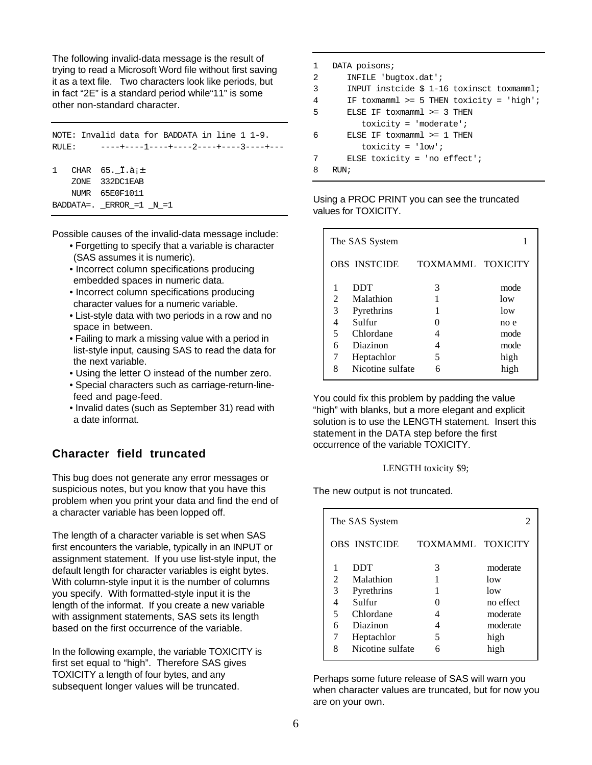The following invalid-data message is the result of trying to read a Microsoft Word file without first saving it as a text file. Two characters look like periods, but in fact "2E" is a standard period while"11" is some other non-standard character.

```
NOTE: Invalid data for BADDATA in line 1 1-9.
RULE:     ----+----1----+----2----+----3----+---

1   CHAR  65._Ï.à¡±
    ZONE  332DC1EAB
    NUMR  65E0F1011
BADDATA=. _ERROR_=1 _N_=1
```

Possible causes of the invalid-data message include:

- Forgetting to specify that a variable is character (SAS assumes it is numeric).
- Incorrect column specifications producing embedded spaces in numeric data.
- Incorrect column specifications producing character values for a numeric variable.
- List-style data with two periods in a row and no space in between.
- Failing to mark a missing value with a period in list-style input, causing SAS to read the data for the next variable.
- Using the letter O instead of the number zero.
- Special characters such as carriage-return-line-feed and page-feed.
- Invalid dates (such as September 31) read with a date informat.

## Character field truncated

This bug does not generate any error messages or suspicious notes, but you know that you have this problem when you print your data and find the end of a character variable has been lopped off.

The length of a character variable is set when SAS first encounters the variable, typically in an INPUT or assignment statement. If you use list-style input, the default length for character variables is eight bytes. With column-style input it is the number of columns you specify. With formatted-style input it is the length of the informat. If you create a new variable with assignment statements, SAS sets its length based on the first occurrence of the variable.

In the following example, the variable TOXICITY is first set equal to "high". Therefore SAS gives TOXICITY a length of four bytes, and any subsequent longer values will be truncated.

```
1   DATA poisons;
2      INFILE 'bugtox.dat';
3      INPUT instcide $ 1-16 toxinsct toxmamml;
4      IF toxmamml >= 5 THEN toxicity = 'high';
5      ELSE IF toxmamml >= 3 THEN
          toxicity = 'moderate';
6      ELSE IF toxmamml >= 1 THEN
          toxicity = 'low';
7      ELSE toxicity = 'no effect';
8   RUN;
```

Using a PROC PRINT you can see the truncated values for TOXICITY.

```
The SAS System                              1

OBS  INSTCIDE          TOXMAMML   TOXICITY

 1   DDT                  3          mode
 2   Malathion            1          low
 3   Pyrethrins           1          low
 4   Sulfur               0          no e
 5   Chlordane            4          mode
 6   Diazinon             4          mode
 7   Heptachlor           5          high
 8   Nicotine sulfate     6          high
```

You could fix this problem by padding the value "high" with blanks, but a more elegant and explicit solution is to use the LENGTH statement. Insert this statement in the DATA step before the first occurrence of the variable TOXICITY.

```
LENGTH toxicity $9;
```

The new output is not truncated.

```
The SAS System                              2

OBS  INSTCIDE          TOXMAMML   TOXICITY

 1   DDT                  3        moderate
 2   Malathion            1        low
 3   Pyrethrins           1        low
 4   Sulfur               0        no effect
 5   Chlordane            4        moderate
 6   Diazinon             4        moderate
 7   Heptachlor           5        high
 8   Nicotine sulfate     6        high
```

Perhaps some future release of SAS will warn you when character values are truncated, but for now you are on your own.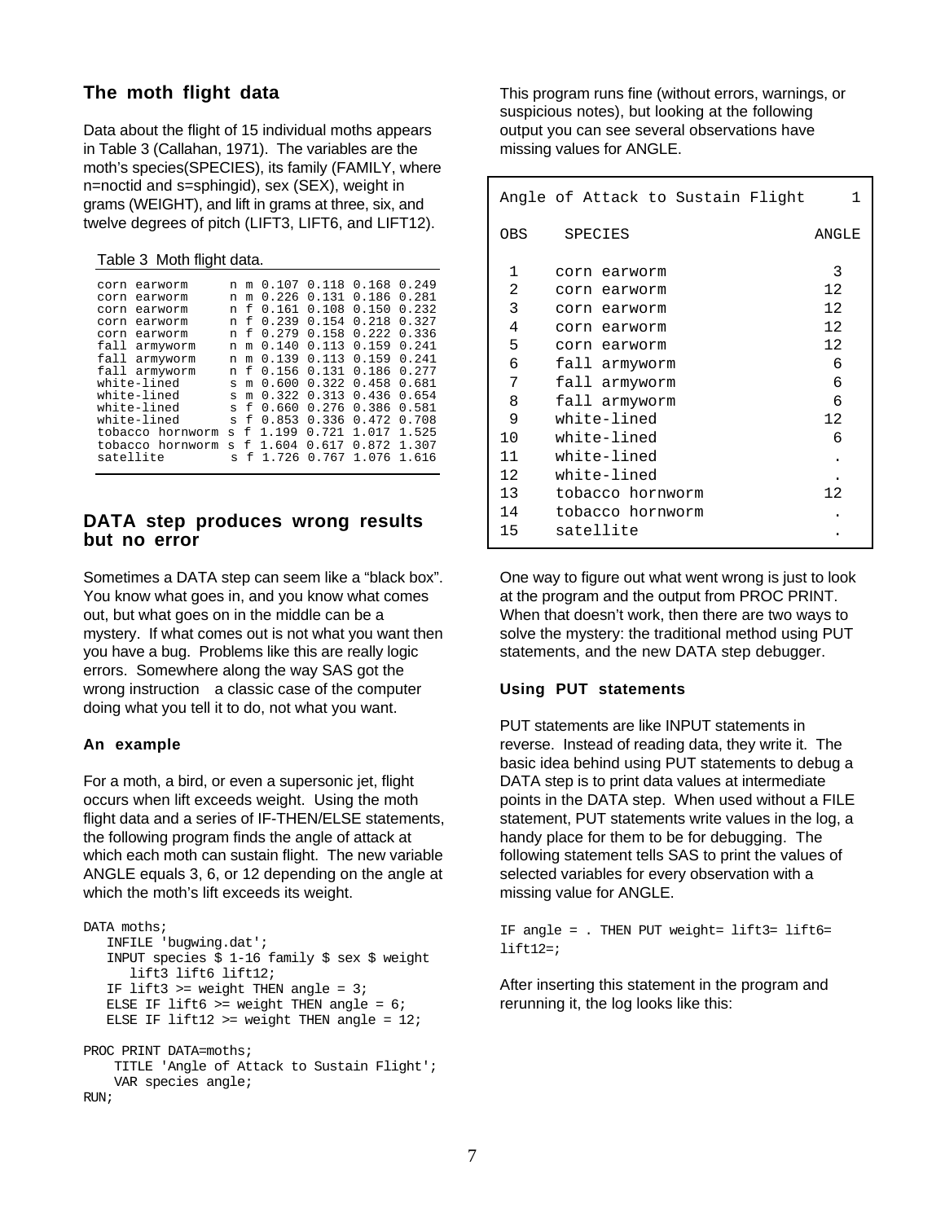## The moth flight data

Data about the flight of 15 individual moths appears in Table 3 (Callahan, 1971). The variables are the moth's species(SPECIES), its family (FAMILY, where n=noctid and s=sphingid), sex (SEX), weight in grams (WEIGHT), and lift in grams at three, six, and twelve degrees of pitch (LIFT3, LIFT6, and LIFT12).

Table 3 Moth flight data.

```
corn earworm     n m 0.107 0.118 0.168 0.249
corn earworm     n m 0.226 0.131 0.186 0.281
corn earworm     n f 0.161 0.108 0.150 0.232
corn earworm     n f 0.239 0.154 0.218 0.327
corn earworm     n f 0.279 0.158 0.222 0.336
fall armyworm    n m 0.140 0.113 0.159 0.241
fall armyworm    n m 0.139 0.113 0.159 0.241
fall armyworm    n f 0.156 0.131 0.186 0.277
white-lined      s m 0.600 0.322 0.458 0.681
white-lined      s m 0.322 0.313 0.436 0.654
white-lined      s f 0.660 0.276 0.386 0.581
white-lined      s f 0.853 0.336 0.472 0.708
tobacco hornworm s f 1.199 0.721 1.017 1.525
tobacco hornworm s f 1.604 0.617 0.872 1.307
satellite        s f 1.726 0.767 1.076 1.616
```

## DATA step produces wrong results but no error

Sometimes a DATA step can seem like a "black box". You know what goes in, and you know what comes out, but what goes on in the middle can be a mystery. If what comes out is not what you want then you have a bug. Problems like this are really logic errors. Somewhere along the way SAS got the wrong instruction  a classic case of the computer doing what you tell it to do, not what you want.

### An example

For a moth, a bird, or even a supersonic jet, flight occurs when lift exceeds weight. Using the moth flight data and a series of IF-THEN/ELSE statements, the following program finds the angle of attack at which each moth can sustain flight. The new variable ANGLE equals 3, 6, or 12 depending on the angle at which the moth's lift exceeds its weight.

```
DATA moths;
   INFILE 'bugwing.dat';
   INPUT species $ 1-16 family $ sex $ weight
      lift3 lift6 lift12;
   IF lift3 >= weight THEN angle = 3;
   ELSE IF lift6 >= weight THEN angle = 6;
   ELSE IF lift12 >= weight THEN angle = 12;

PROC PRINT DATA=moths;
    TITLE 'Angle of Attack to Sustain Flight';
    VAR species angle;
RUN;
```

This program runs fine (without errors, warnings, or suspicious notes), but looking at the following output you can see several observations have missing values for ANGLE.

```
Angle of Attack to Sustain Flight     1

OBS    SPECIES                   ANGLE

 1    corn earworm                  3
 2    corn earworm                 12
 3    corn earworm                 12
 4    corn earworm                 12
 5    corn earworm                 12
 6    fall armyworm                 6
 7    fall armyworm                 6
 8    fall armyworm                 6
 9    white-lined                  12
10    white-lined                   6
11    white-lined                   .
12    white-lined                   .
13    tobacco hornworm             12
14    tobacco hornworm              .
15    satellite                     .
```

One way to figure out what went wrong is just to look at the program and the output from PROC PRINT. When that doesn't work, then there are two ways to solve the mystery: the traditional method using PUT statements, and the new DATA step debugger.

### Using PUT statements

PUT statements are like INPUT statements in reverse. Instead of reading data, they write it. The basic idea behind using PUT statements to debug a DATA step is to print data values at intermediate points in the DATA step. When used without a FILE statement, PUT statements write values in the log, a handy place for them to be for debugging. The following statement tells SAS to print the values of selected variables for every observation with a missing value for ANGLE.

```
IF angle = . THEN PUT weight= lift3= lift6=
lift12=;
```

After inserting this statement in the program and rerunning it, the log looks like this: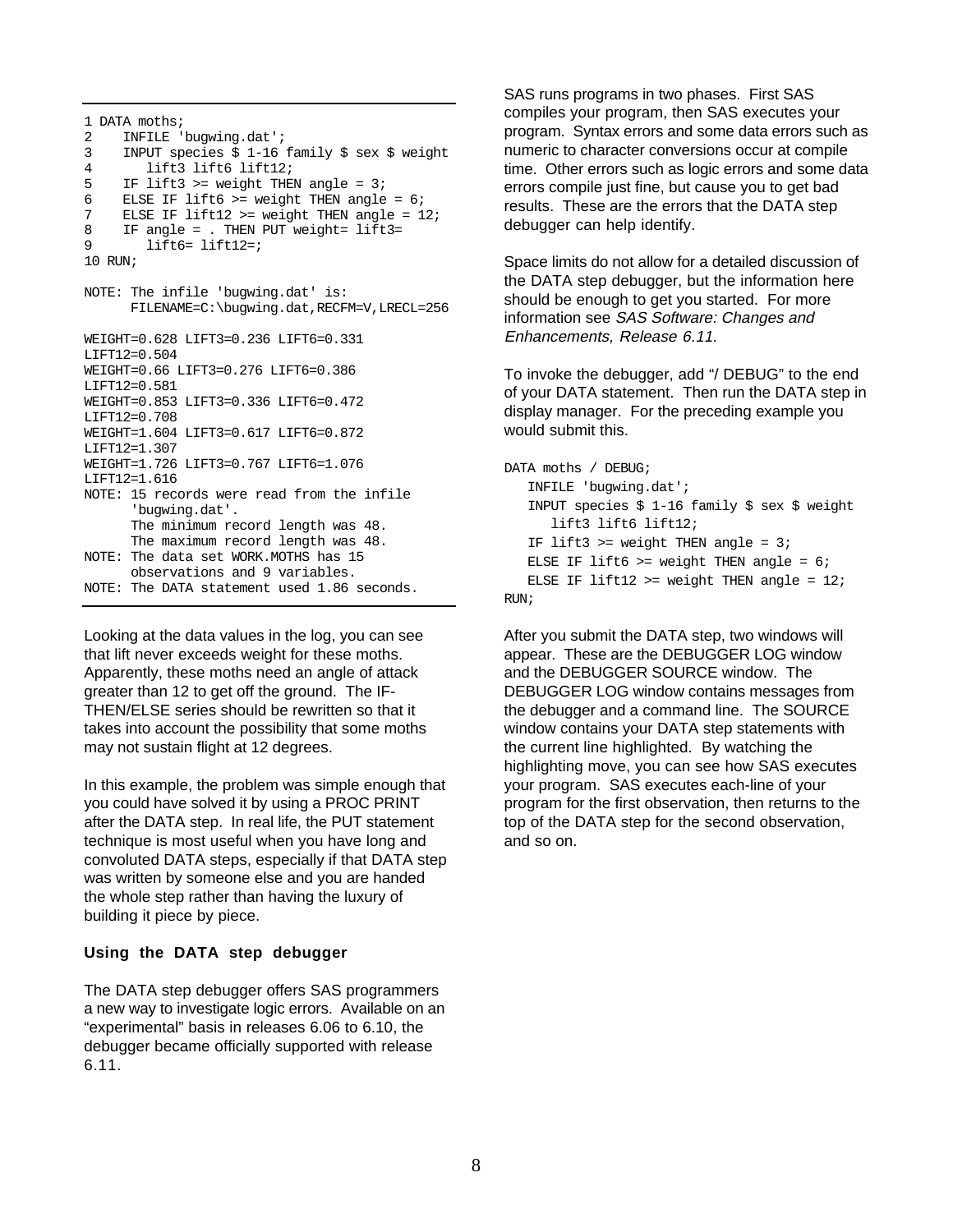```
1 DATA moths;
2    INFILE 'bugwing.dat';
3    INPUT species $ 1-16 family $ sex $ weight
4       lift3 lift6 lift12;
5    IF lift3 >= weight THEN angle = 3;
6    ELSE IF lift6 >= weight THEN angle = 6;
7    ELSE IF lift12 >= weight THEN angle = 12;
8    IF angle = . THEN PUT weight= lift3=
9       lift6= lift12=;
10 RUN;

NOTE: The infile 'bugwing.dat' is:
      FILENAME=C:\bugwing.dat,RECFM=V,LRECL=256

WEIGHT=0.628 LIFT3=0.236 LIFT6=0.331
LIFT12=0.504
WEIGHT=0.66 LIFT3=0.276 LIFT6=0.386
LIFT12=0.581
WEIGHT=0.853 LIFT3=0.336 LIFT6=0.472
LIFT12=0.708
WEIGHT=1.604 LIFT3=0.617 LIFT6=0.872
LIFT12=1.307
WEIGHT=1.726 LIFT3=0.767 LIFT6=1.076
LIFT12=1.616
NOTE: 15 records were read from the infile
      'bugwing.dat'.
      The minimum record length was 48.
      The maximum record length was 48.
NOTE: The data set WORK.MOTHS has 15
      observations and 9 variables.
NOTE: The DATA statement used 1.86 seconds.
```

Looking at the data values in the log, you can see that lift never exceeds weight for these moths. Apparently, these moths need an angle of attack greater than 12 to get off the ground. The IF-THEN/ELSE series should be rewritten so that it takes into account the possibility that some moths may not sustain flight at 12 degrees.

In this example, the problem was simple enough that you could have solved it by using a PROC PRINT after the DATA step. In real life, the PUT statement technique is most useful when you have long and convoluted DATA steps, especially if that DATA step was written by someone else and you are handed the whole step rather than having the luxury of building it piece by piece.

### Using the DATA step debugger

The DATA step debugger offers SAS programmers a new way to investigate logic errors. Available on an "experimental" basis in releases 6.06 to 6.10, the debugger became officially supported with release 6.11.

SAS runs programs in two phases. First SAS compiles your program, then SAS executes your program. Syntax errors and some data errors such as numeric to character conversions occur at compile time. Other errors such as logic errors and some data errors compile just fine, but cause you to get bad results. These are the errors that the DATA step debugger can help identify.

Space limits do not allow for a detailed discussion of the DATA step debugger, but the information here should be enough to get you started. For more information see *SAS Software: Changes and Enhancements, Release 6.11*.

To invoke the debugger, add "/ DEBUG" to the end of your DATA statement. Then run the DATA step in display manager. For the preceding example you would submit this.

```
DATA moths / DEBUG;
   INFILE 'bugwing.dat';
   INPUT species $ 1-16 family $ sex $ weight
      lift3 lift6 lift12;
   IF lift3 >= weight THEN angle = 3;
   ELSE IF lift6 >= weight THEN angle = 6;
   ELSE IF lift12 >= weight THEN angle = 12;
RUN;
```

After you submit the DATA step, two windows will appear. These are the DEBUGGER LOG window and the DEBUGGER SOURCE window. The DEBUGGER LOG window contains messages from the debugger and a command line. The SOURCE window contains your DATA step statements with the current line highlighted. By watching the highlighting move, you can see how SAS executes your program. SAS executes each-line of your program for the first observation, then returns to the top of the DATA step for the second observation, and so on.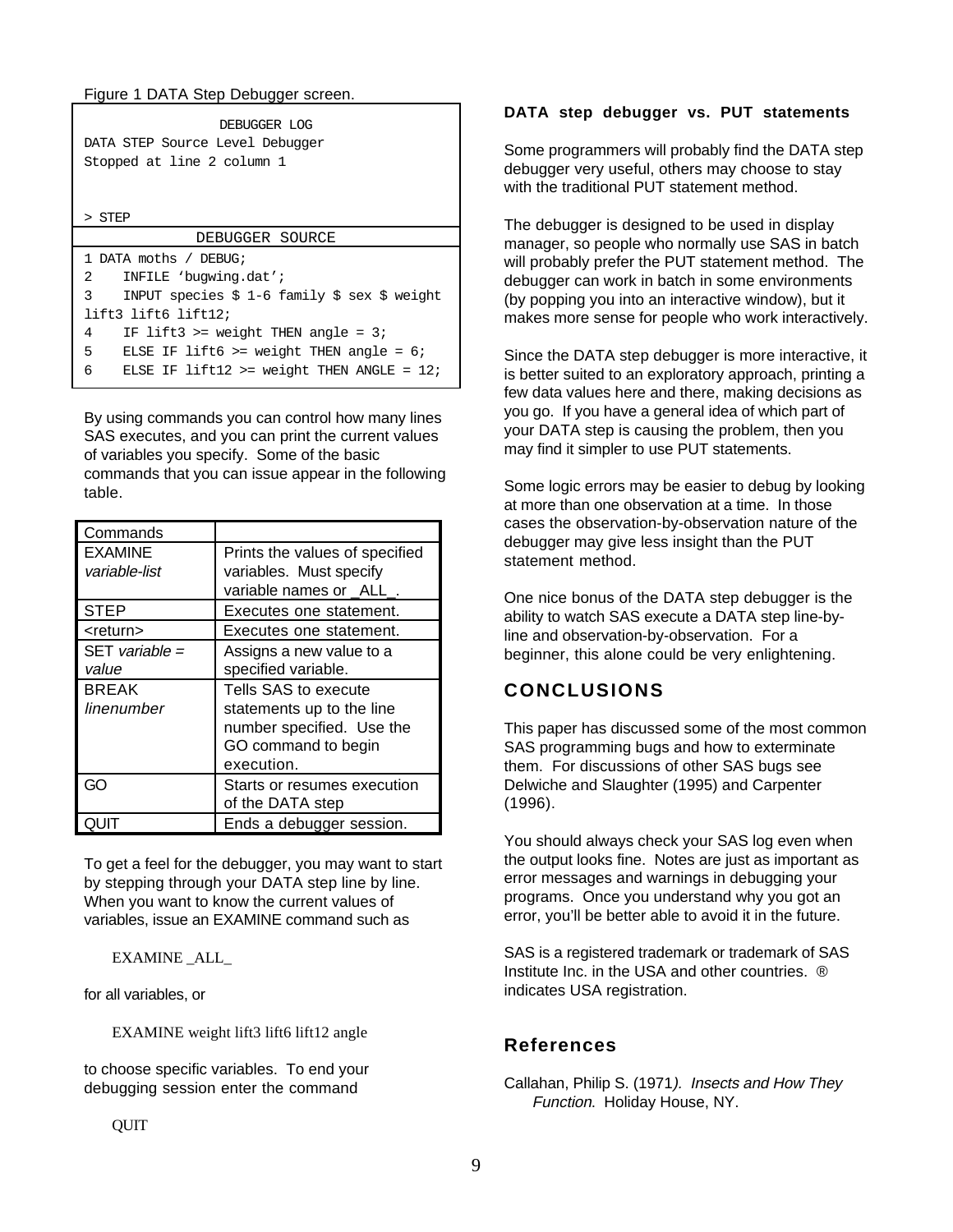Figure 1 DATA Step Debugger screen.

```
                DEBUGGER LOG
DATA STEP Source Level Debugger
Stopped at line 2 column 1


> STEP
                DEBUGGER SOURCE
1 DATA moths / DEBUG;
2    INFILE 'bugwing.dat';
3    INPUT species $ 1-6 family $ sex $ weight
lift3 lift6 lift12;
4    IF lift3 >= weight THEN angle = 3;
5    ELSE IF lift6 >= weight THEN angle = 6;
6    ELSE IF lift12 >= weight THEN ANGLE = 12;
```

By using commands you can control how many lines SAS executes, and you can print the current values of variables you specify. Some of the basic commands that you can issue appear in the following table.

| Commands | |
|---|---|
| EXAMINE *variable-list* | Prints the values of specified variables. Must specify variable names or _ALL_. |
| STEP | Executes one statement. |
| <return> | Executes one statement. |
| SET *variable = value* | Assigns a new value to a specified variable. |
| BREAK *linenumber* | Tells SAS to execute statements up to the line number specified. Use the GO command to begin execution. |
| GO | Starts or resumes execution of the DATA step |
| QUIT | Ends a debugger session. |

To get a feel for the debugger, you may want to start by stepping through your DATA step line by line. When you want to know the current values of variables, issue an EXAMINE command such as

```
EXAMINE _ALL_
```

for all variables, or

```
EXAMINE weight lift3 lift6 lift12 angle
```

to choose specific variables. To end your debugging session enter the command

```
QUIT
```

**DATA step debugger vs. PUT statements**

Some programmers will probably find the DATA step debugger very useful, others may choose to stay with the traditional PUT statement method.

The debugger is designed to be used in display manager, so people who normally use SAS in batch will probably prefer the PUT statement method. The debugger can work in batch in some environments (by popping you into an interactive window), but it makes more sense for people who work interactively.

Since the DATA step debugger is more interactive, it is better suited to an exploratory approach, printing a few data values here and there, making decisions as you go. If you have a general idea of which part of your DATA step is causing the problem, then you may find it simpler to use PUT statements.

Some logic errors may be easier to debug by looking at more than one observation at a time. In those cases the observation-by-observation nature of the debugger may give less insight than the PUT statement method.

One nice bonus of the DATA step debugger is the ability to watch SAS execute a DATA step line-by-line and observation-by-observation. For a beginner, this alone could be very enlightening.

## CONCLUSIONS

This paper has discussed some of the most common SAS programming bugs and how to exterminate them. For discussions of other SAS bugs see Delwiche and Slaughter (1995) and Carpenter (1996).

You should always check your SAS log even when the output looks fine. Notes are just as important as error messages and warnings in debugging your programs. Once you understand why you got an error, you'll be better able to avoid it in the future.

SAS is a registered trademark or trademark of SAS Institute Inc. in the USA and other countries. ® indicates USA registration.

## References

Callahan, Philip S. (1971). *Insects and How They Function*. Holiday House, NY.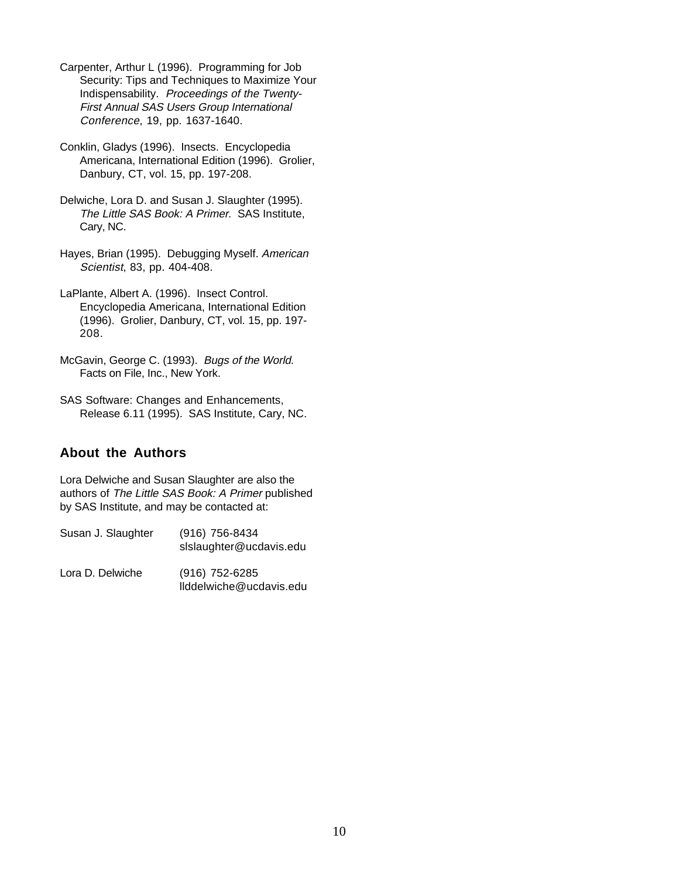Carpenter, Arthur L (1996). Programming for Job Security: Tips and Techniques to Maximize Your Indispensability. *Proceedings of the Twenty-First Annual SAS Users Group International Conference*, 19, pp. 1637-1640.

Conklin, Gladys (1996). Insects. Encyclopedia Americana, International Edition (1996). Grolier, Danbury, CT, vol. 15, pp. 197-208.

Delwiche, Lora D. and Susan J. Slaughter (1995). *The Little SAS Book: A Primer*. SAS Institute, Cary, NC.

Hayes, Brian (1995). Debugging Myself. *American Scientist*, 83, pp. 404-408.

LaPlante, Albert A. (1996). Insect Control. Encyclopedia Americana, International Edition (1996). Grolier, Danbury, CT, vol. 15, pp. 197-208.

McGavin, George C. (1993). *Bugs of the World*. Facts on File, Inc., New York.

SAS Software: Changes and Enhancements, Release 6.11 (1995). SAS Institute, Cary, NC.

## About the Authors

Lora Delwiche and Susan Slaughter are also the authors of *The Little SAS Book: A Primer* published by SAS Institute, and may be contacted at:

| | |
|---|---|
| Susan J. Slaughter | (916) 756-8434<br>slslaughter@ucdavis.edu |
| Lora D. Delwiche | (916) 752-6285<br>llddelwiche@ucdavis.edu |